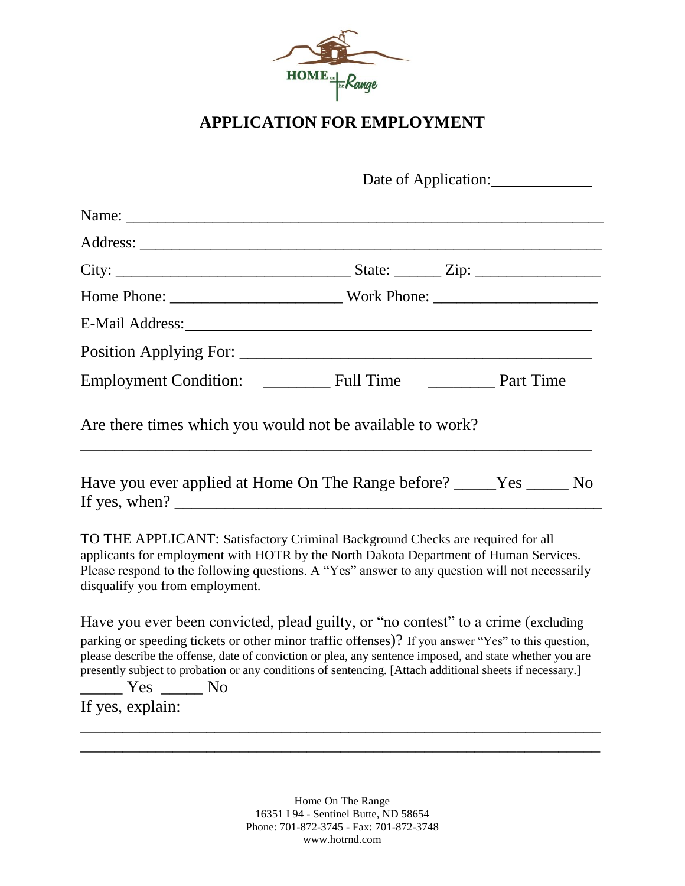HOME on the Range

# APPLICATION FOR EMPLOYMENT

Date of Application:_____________

Name: ___________________________________________________________

Address: _________________________________________________________

City: _______________________________ State: ______ Zip: ________________

Home Phone: ______________________ Work Phone: _____________________

E-Mail Address:_____________________________________________________

Position Applying For: _____________________________________________

Employment Condition: ________ Full Time ________ Part Time

Are there times which you would not be available to work?

_________________________________________________________________

Have you ever applied at Home On The Range before? _____Yes _____ No
If yes, when? _______________________________________________________

TO THE APPLICANT: Satisfactory Criminal Background Checks are required for all applicants for employment with HOTR by the North Dakota Department of Human Services. Please respond to the following questions. A "Yes" answer to any question will not necessarily disqualify you from employment.

Have you ever been convicted, plead guilty, or "no contest" to a crime (excluding parking or speeding tickets or other minor traffic offenses)? If you answer "Yes" to this question, please describe the offense, date of conviction or plea, any sentence imposed, and state whether you are presently subject to probation or any conditions of sentencing. [Attach additional sheets if necessary.]

_____ Yes _____ No

If yes, explain:

_________________________________________________________________

_________________________________________________________________

Home On The Range
16351 I 94 - Sentinel Butte, ND 58654
Phone: 701-872-3745 - Fax: 701-872-3748
www.hotrnd.com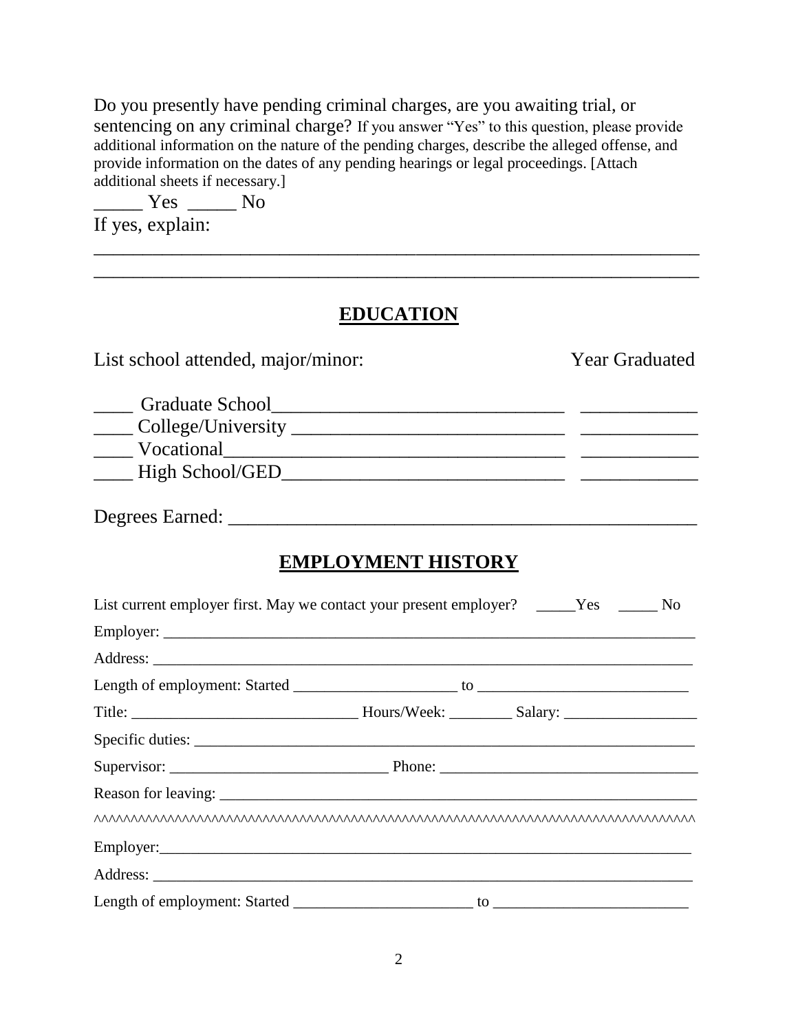Do you presently have pending criminal charges, are you awaiting trial, or sentencing on any criminal charge? If you answer "Yes" to this question, please provide additional information on the nature of the pending charges, describe the alleged offense, and provide information on the dates of any pending hearings or legal proceedings. [Attach additional sheets if necessary.]

_____ Yes _____ No

If yes, explain:

_______________________________________________________________

_______________________________________________________________

## EDUCATION

List school attended, major/minor: Year Graduated

____ Graduate School______________________________ ____________

____ College/University ____________________________ ____________

____ Vocational___________________________________ ____________

____ High School/GED_____________________________ ____________

Degrees Earned: _______________________________________________

## EMPLOYMENT HISTORY

List current employer first. May we contact your present employer? _____Yes _____ No

Employer: _______________________________________________________________

Address: ________________________________________________________________

Length of employment: Started _____________________ to __________________________

Title: ____________________________ Hours/Week: ________ Salary: _________________

Specific duties: ___________________________________________________________

Supervisor: ____________________________ Phone: _________________________________

Reason for leaving: ________________________________________________________

^^^^^^^^^^^^^^^^^^^^^^^^^^^^^^^^^^^^^^^^^^^^^^^^^^^^^^^^^^^^^^^^^^^^^^^^^^^^^^^^^^^^^^^^^^^^^

Employer:_______________________________________________________________

Address: ________________________________________________________________

Length of employment: Started _______________________ to _________________________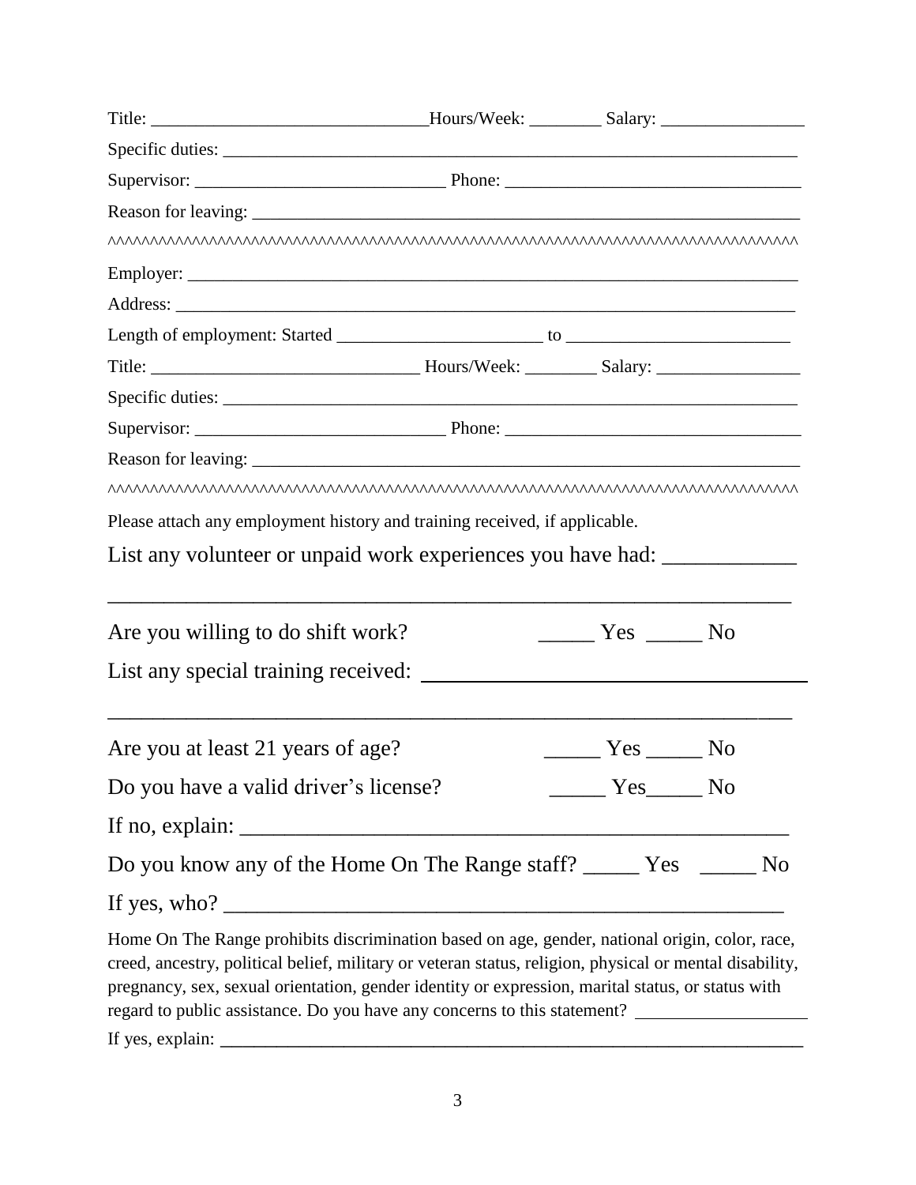Title: ______________________________Hours/Week: ________ Salary: ________________

Specific duties: ___________________________________________________________________

Supervisor: ___________________________ Phone: ________________________________

Reason for leaving: _________________________________________________________________

^^^^^^^^^^^^^^^^^^^^^^^^^^^^^^^^^^^^^^^^^^^^^^^^^^^^^^^^^^^^^^^^^^^^^^^^^^^^^^^^^^^^^

Employer: ___________________________________________________________________

Address: ____________________________________________________________________

Length of employment: Started _______________________ to ________________________

Title: ______________________________ Hours/Week: ________ Salary: ________________

Specific duties: ___________________________________________________________________

Supervisor: ___________________________ Phone: ________________________________

Reason for leaving: _________________________________________________________________

^^^^^^^^^^^^^^^^^^^^^^^^^^^^^^^^^^^^^^^^^^^^^^^^^^^^^^^^^^^^^^^^^^^^^^^^^^^^^^^^^^^^^

Please attach any employment history and training received, if applicable.

List any volunteer or unpaid work experiences you have had: ____________

_______________________________________________________________

Are you willing to do shift work? _____ Yes _____ No

List any special training received: _________________________________

_______________________________________________________________

Are you at least 21 years of age? _____ Yes _____ No

Do you have a valid driver's license? _____ Yes_____ No

If no, explain: ________________________________________________

Do you know any of the Home On The Range staff? _____ Yes _____ No

If yes, who? __________________________________________________

Home On The Range prohibits discrimination based on age, gender, national origin, color, race, creed, ancestry, political belief, military or veteran status, religion, physical or mental disability, pregnancy, sex, sexual orientation, gender identity or expression, marital status, or status with regard to public assistance. Do you have any concerns to this statement? __________________

If yes, explain: ______________________________________________________________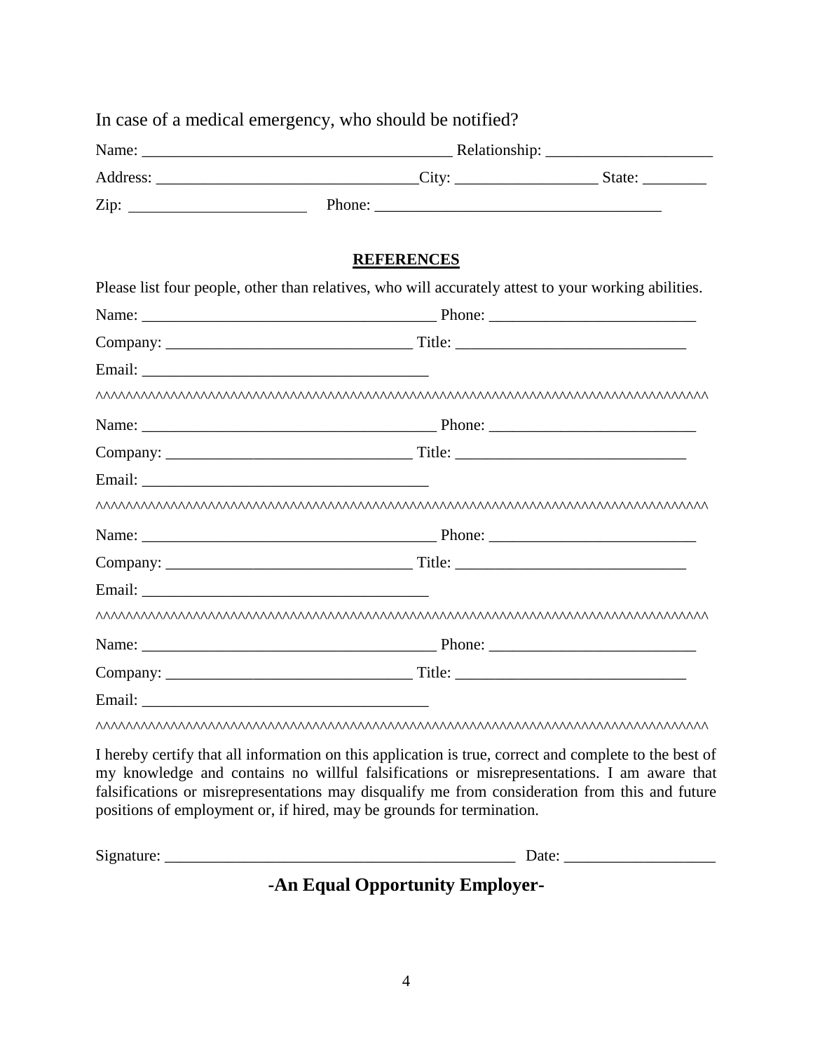In case of a medical emergency, who should be notified?

Name: ______________________________________ Relationship: ____________________

Address: _______________________________City: _________________ State: ________

Zip: _____________________ Phone: ___________________________________

## REFERENCES

Please list four people, other than relatives, who will accurately attest to your working abilities.

Name: ____________________________________ Phone: _________________________

Company: ______________________________ Title: ____________________________

Email: ___________________________________

^^^^^^^^^^^^^^^^^^^^^^^^^^^^^^^^^^^^^^^^^^^^^^^^^^^^^^^^^^^^^^^^^^^^^^^^^^^^^^^^^^^^^^^^^^^^^^^^^^^^

Name: ____________________________________ Phone: _________________________

Company: ______________________________ Title: ____________________________

Email: ___________________________________

^^^^^^^^^^^^^^^^^^^^^^^^^^^^^^^^^^^^^^^^^^^^^^^^^^^^^^^^^^^^^^^^^^^^^^^^^^^^^^^^^^^^^^^^^^^^^^^^^^^^

Name: ____________________________________ Phone: _________________________

Company: ______________________________ Title: ____________________________

Email: ___________________________________

^^^^^^^^^^^^^^^^^^^^^^^^^^^^^^^^^^^^^^^^^^^^^^^^^^^^^^^^^^^^^^^^^^^^^^^^^^^^^^^^^^^^^^^^^^^^^^^^^^^^

Name: ____________________________________ Phone: _________________________

Company: ______________________________ Title: ____________________________

Email: ___________________________________

^^^^^^^^^^^^^^^^^^^^^^^^^^^^^^^^^^^^^^^^^^^^^^^^^^^^^^^^^^^^^^^^^^^^^^^^^^^^^^^^^^^^^^^^^^^^^^^^^^^^

I hereby certify that all information on this application is true, correct and complete to the best of my knowledge and contains no willful falsifications or misrepresentations. I am aware that falsifications or misrepresentations may disqualify me from consideration from this and future positions of employment or, if hired, may be grounds for termination.

Signature: ____________________________________________ Date: __________________

## -An Equal Opportunity Employer-